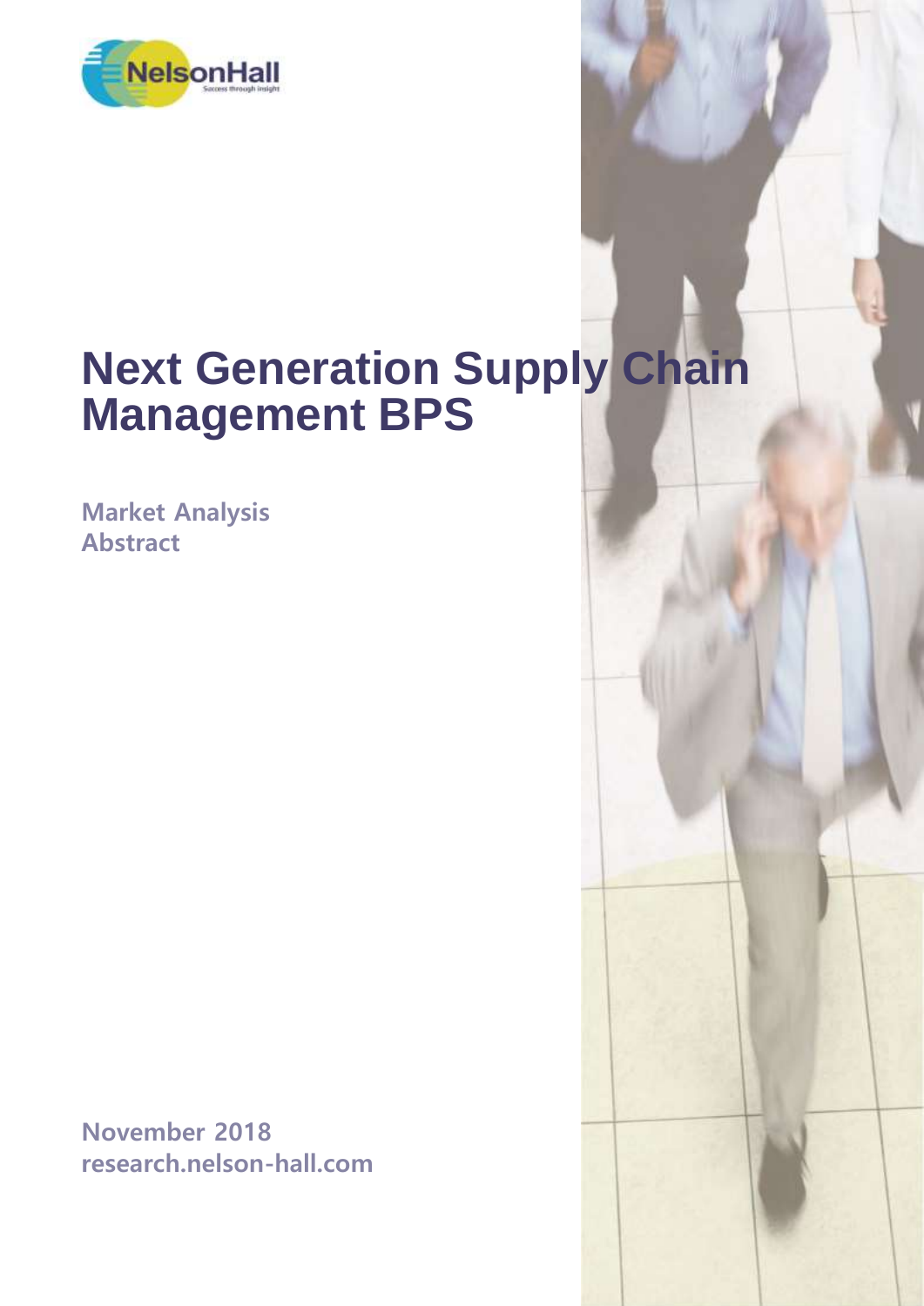# Next Generation Supply Chain Management BPS

**Market Analysis**
**Abstract**

**November 2018**
**research.nelson-hall.com**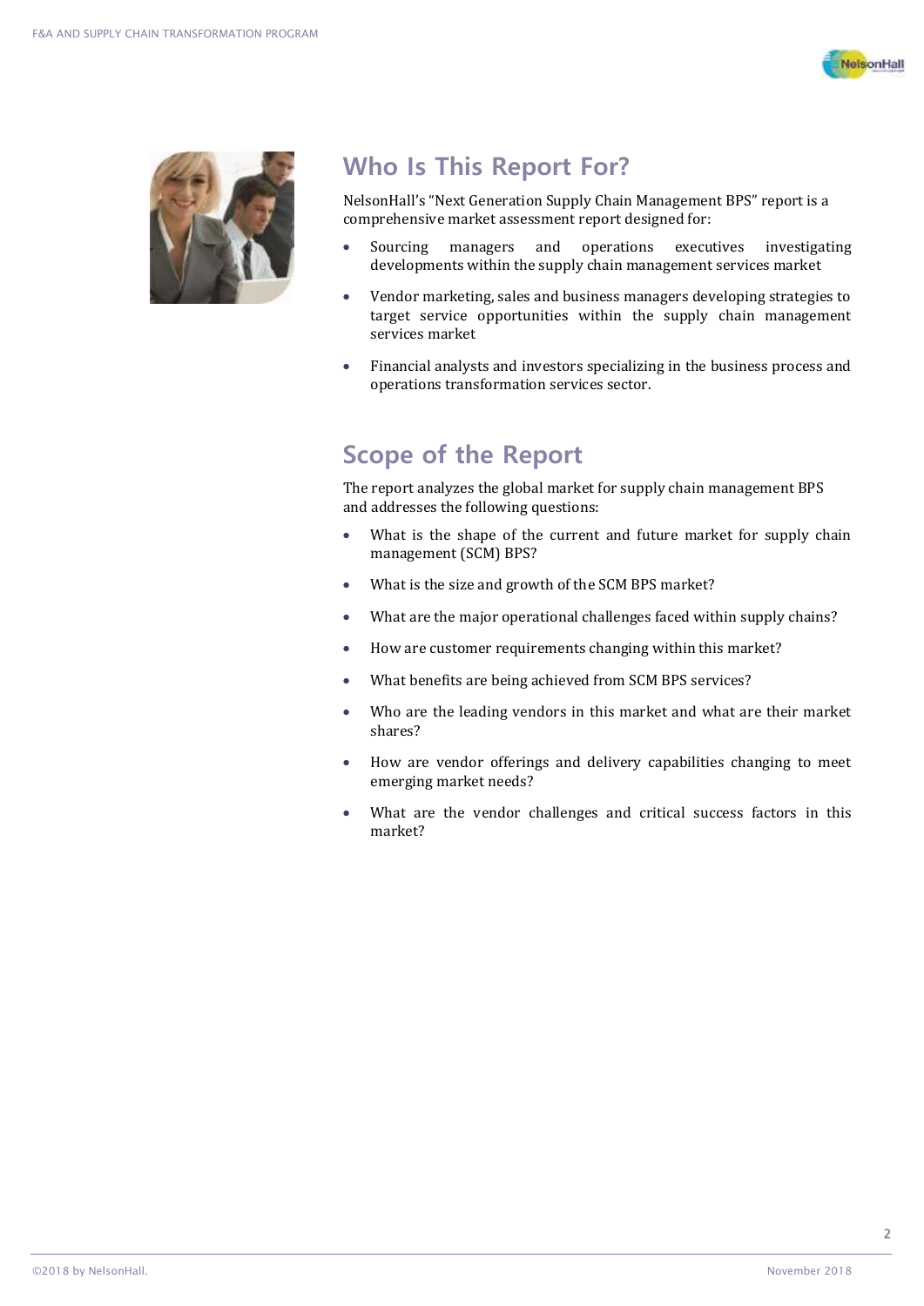## Who Is This Report For?

NelsonHall's "Next Generation Supply Chain Management BPS" report is a comprehensive market assessment report designed for:

- Sourcing managers and operations executives investigating developments within the supply chain management services market
- Vendor marketing, sales and business managers developing strategies to target service opportunities within the supply chain management services market
- Financial analysts and investors specializing in the business process and operations transformation services sector.

## Scope of the Report

The report analyzes the global market for supply chain management BPS and addresses the following questions:

- What is the shape of the current and future market for supply chain management (SCM) BPS?
- What is the size and growth of the SCM BPS market?
- What are the major operational challenges faced within supply chains?
- How are customer requirements changing within this market?
- What benefits are being achieved from SCM BPS services?
- Who are the leading vendors in this market and what are their market shares?
- How are vendor offerings and delivery capabilities changing to meet emerging market needs?
- What are the vendor challenges and critical success factors in this market?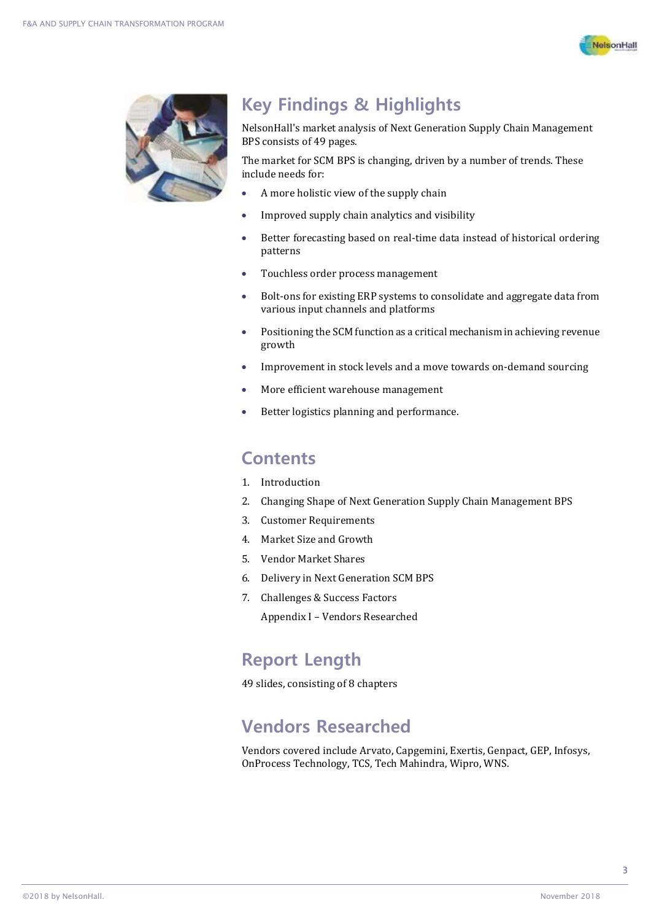## Key Findings & Highlights

NelsonHall's market analysis of Next Generation Supply Chain Management BPS consists of 49 pages.

The market for SCM BPS is changing, driven by a number of trends. These include needs for:

- A more holistic view of the supply chain
- Improved supply chain analytics and visibility
- Better forecasting based on real-time data instead of historical ordering patterns
- Touchless order process management
- Bolt-ons for existing ERP systems to consolidate and aggregate data from various input channels and platforms
- Positioning the SCM function as a critical mechanism in achieving revenue growth
- Improvement in stock levels and a move towards on-demand sourcing
- More efficient warehouse management
- Better logistics planning and performance.

## Contents

1. Introduction
2. Changing Shape of Next Generation Supply Chain Management BPS
3. Customer Requirements
4. Market Size and Growth
5. Vendor Market Shares
6. Delivery in Next Generation SCM BPS
7. Challenges & Success Factors

   Appendix I – Vendors Researched

## Report Length

49 slides, consisting of 8 chapters

## Vendors Researched

Vendors covered include Arvato, Capgemini, Exertis, Genpact, GEP, Infosys, OnProcess Technology, TCS, Tech Mahindra, Wipro, WNS.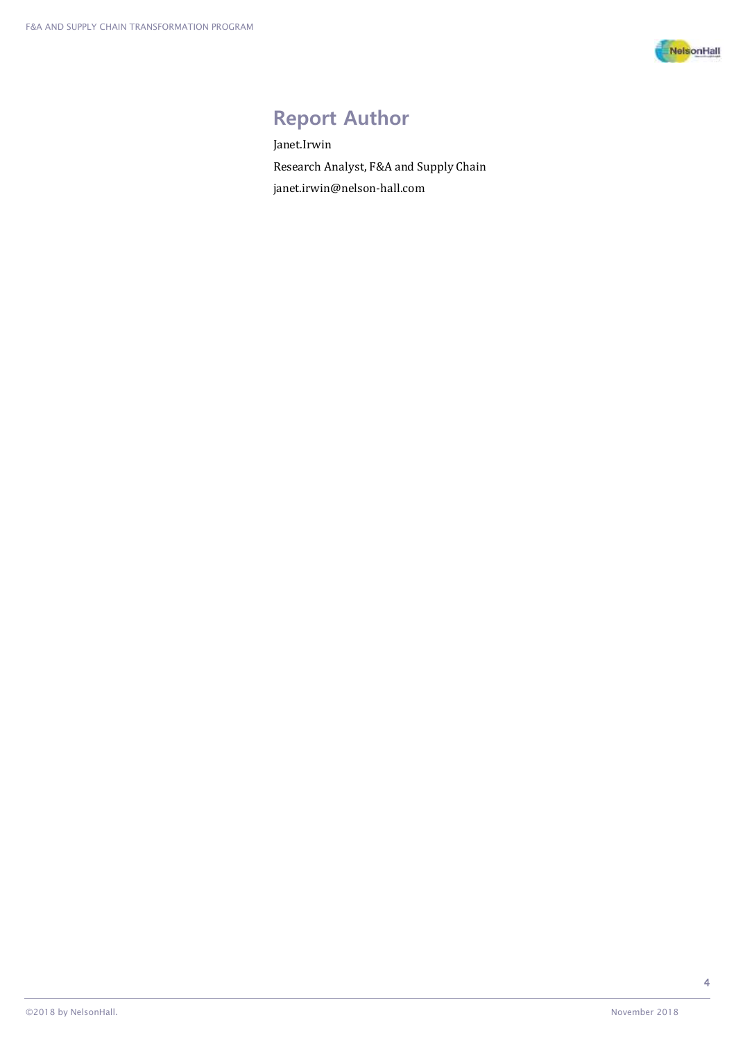## Report Author

Janet.Irwin

Research Analyst, F&A and Supply Chain

janet.irwin@nelson-hall.com